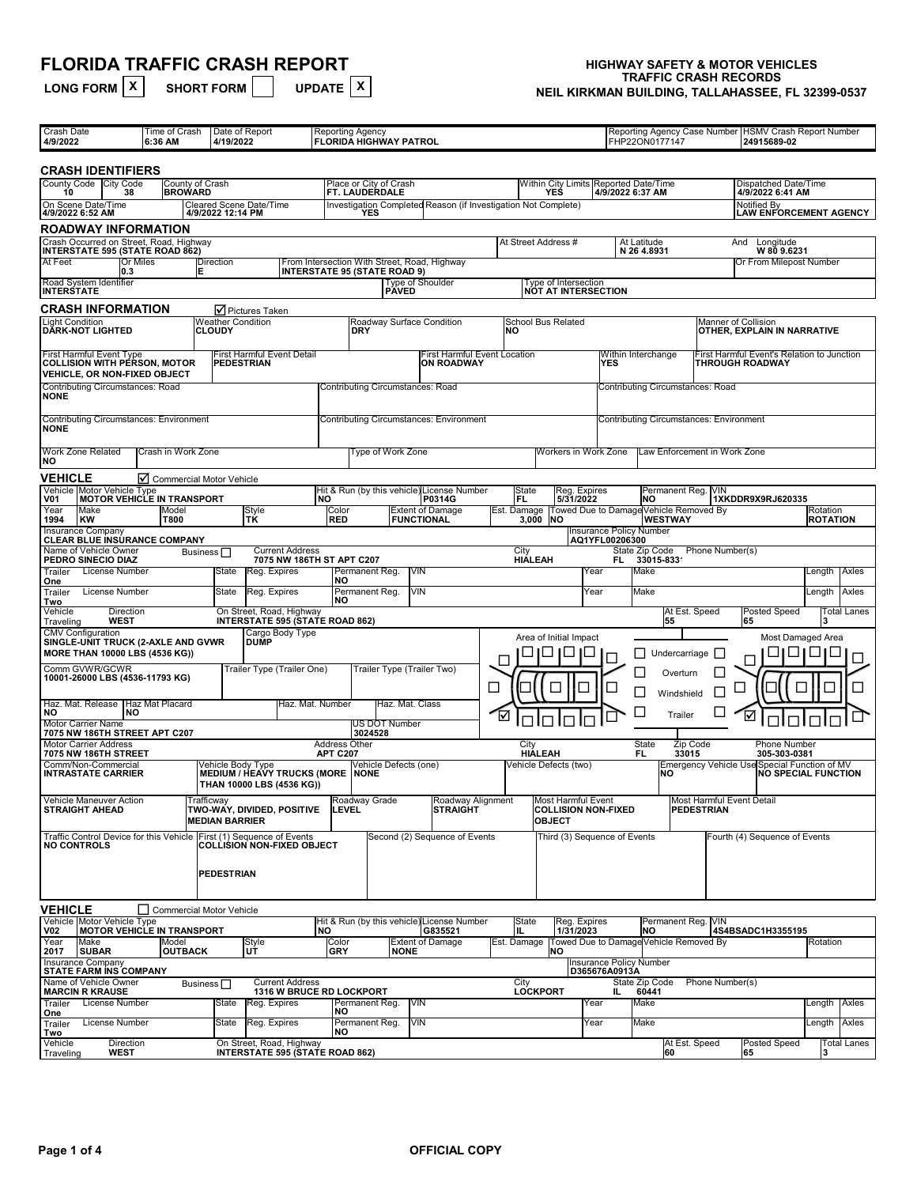# FLORIDA TRAFFIC CRASH REPORT

LONG FORM [X] SHORT FORM [ ] UPDATE [X]

**HIGHWAY SAFETY & MOTOR VEHICLES**
**TRAFFIC CRASH RECORDS**
**NEIL KIRKMAN BUILDING, TALLAHASSEE, FL 32399-0537**

| Crash Date | Time of Crash | Date of Report | Reporting Agency | Reporting Agency Case Number | HSMV Crash Report Number |
|---|---|---|---|---|---|
| 4/9/2022 | 6:36 AM | 4/19/2022 | FLORIDA HIGHWAY PATROL | FHP22ON0177147 | 24915689-02 |

## CRASH IDENTIFIERS

| County Code | City Code | County of Crash | Place or City of Crash | Within City Limits | Reported Date/Time | Dispatched Date/Time |
|---|---|---|---|---|---|---|
| 10 | 38 | BROWARD | FT. LAUDERDALE | YES | 4/9/2022 6:37 AM | 4/9/2022 6:41 AM |

| On Scene Date/Time | Cleared Scene Date/Time | Investigation Completed | Reason (if Investigation Not Complete) | Notified By |
|---|---|---|---|---|
| 4/9/2022 6:52 AM | 4/9/2022 12:14 PM | YES | | LAW ENFORCEMENT AGENCY |

## ROADWAY INFORMATION

| Crash Occurred on Street, Road, Highway | At Street Address # | At Latitude | And Longitude |
|---|---|---|---|
| INTERSTATE 595 (STATE ROAD 862) | | N 26 4.8931 | W 80 9.6231 |

| At Feet | Or Miles | Direction | From Intersection With Street, Road, Highway | Or From Milepost Number |
|---|---|---|---|---|
| | 0.3 | E | INTERSTATE 95 (STATE ROAD 9) | |

| Road System Identifier | Type of Shoulder | Type of Intersection |
|---|---|---|
| INTERSTATE | PAVED | NOT AT INTERSECTION |

## CRASH INFORMATION

☑ Pictures Taken

| Light Condition | Weather Condition | Roadway Surface Condition | School Bus Related | Manner of Collision |
|---|---|---|---|---|
| DARK-NOT LIGHTED | CLOUDY | DRY | NO | OTHER, EXPLAIN IN NARRATIVE |

| First Harmful Event Type | First Harmful Event Detail | First Harmful Event Location | Within Interchange | First Harmful Event's Relation to Junction |
|---|---|---|---|---|
| COLLISION WITH PERSON, MOTOR VEHICLE, OR NON-FIXED OBJECT | PEDESTRIAN | ON ROADWAY | YES | THROUGH ROADWAY |

| Contributing Circumstances: Road | Contributing Circumstances: Road | Contributing Circumstances: Road |
|---|---|---|
| NONE | | |

| Contributing Circumstances: Environment | Contributing Circumstances: Environment | Contributing Circumstances: Environment |
|---|---|---|
| NONE | | |

| Work Zone Related | Crash in Work Zone | Type of Work Zone | Workers in Work Zone | Law Enforcement in Work Zone |
|---|---|---|---|---|
| NO | | | | |

## VEHICLE

☑ Commercial Motor Vehicle

| Vehicle | Motor Vehicle Type | Hit & Run (by this vehicle) | License Number | State | Reg. Expires | Permanent Reg. | VIN |
|---|---|---|---|---|---|---|---|
| V01 | MOTOR VEHICLE IN TRANSPORT | NO | P0314G | FL | 5/31/2022 | NO | 1XKDDR9X9RJ620335 |

| Year | Make | Model | Style | Color | Extent of Damage | Est. Damage | Towed Due to Damage | Vehicle Removed By | Rotation |
|---|---|---|---|---|---|---|---|---|---|
| 1994 | KW | T800 | TK | RED | FUNCTIONAL | 3,000 | NO | WESTWAY | ROTATION |

| Insurance Company | Insurance Policy Number |
|---|---|
| CLEAR BLUE INSURANCE COMPANY | AQ1YFL00206300 |

| Name of Vehicle Owner | Business | Current Address | City | State | Zip Code | Phone Number(s) |
|---|---|---|---|---|---|---|
| PEDRO SINECIO DIAZ | ☐ | 7075 NW 186TH ST APT C207 | HIALEAH | FL | 33015-833 | |

| Trailer | License Number | State | Reg. Expires | Permanent Reg. | VIN | Year | Make | Length | Axles |
|---|---|---|---|---|---|---|---|---|---|
| One | | | | NO | | | | | |
| Two | | | | NO | | | | | |

| Vehicle Traveling Direction | On Street, Road, Highway | At Est. Speed | Posted Speed | Total Lanes |
|---|---|---|---|---|
| WEST | INTERSTATE 595 (STATE ROAD 862) | 55 | 65 | 3 |

| CMV Configuration | Cargo Body Type |
|---|---|
| SINGLE-UNIT TRUCK (2-AXLE AND GVWR MORE THAN 10000 LBS (4536 KG)) | DUMP |

| Comm GVWR/GCWR | Trailer Type (Trailer One) | Trailer Type (Trailer Two) |
|---|---|---|
| 10001-26000 LBS (4536-11793 KG) | | |

| Haz. Mat. Release | Haz Mat Placard | Haz. Mat. Number | Haz. Mat. Class |
|---|---|---|---|
| NO | NO | | |

Area of Initial Impact / Most Damaged Area: Undercarriage ☐ Overturn ☐ Windshield ☐ Trailer ☐

| Motor Carrier Name | US DOT Number |
|---|---|
| 7075 NW 186TH STREET APT C207 | 3024528 |

| Motor Carrier Address | Address Other | City | State | Zip Code | Phone Number |
|---|---|---|---|---|---|
| 7075 NW 186TH STREET | APT C207 | HIALEAH | FL | 33015 | 305-303-0381 |

| Comm/Non-Commercial | Vehicle Body Type | Vehicle Defects (one) | Vehicle Defects (two) | Emergency Vehicle Use | Special Function of MV |
|---|---|---|---|---|---|
| INTRASTATE CARRIER | MEDIUM / HEAVY TRUCKS (MORE THAN 10000 LBS (4536 KG)) | NONE | | NO | NO SPECIAL FUNCTION |

| Vehicle Maneuver Action | Trafficway | Roadway Grade | Roadway Alignment | Most Harmful Event | Most Harmful Event Detail |
|---|---|---|---|---|---|
| STRAIGHT AHEAD | TWO-WAY, DIVIDED, POSITIVE MEDIAN BARRIER | LEVEL | STRAIGHT | COLLISION NON-FIXED OBJECT | PEDESTRIAN |

| Traffic Control Device for this Vehicle | First (1) Sequence of Events | Second (2) Sequence of Events | Third (3) Sequence of Events | Fourth (4) Sequence of Events |
|---|---|---|---|---|
| NO CONTROLS | COLLISION NON-FIXED OBJECT PEDESTRIAN | | | |

## VEHICLE

☐ Commercial Motor Vehicle

| Vehicle | Motor Vehicle Type | Hit & Run (by this vehicle) | License Number | State | Reg. Expires | Permanent Reg. | VIN |
|---|---|---|---|---|---|---|---|
| V02 | MOTOR VEHICLE IN TRANSPORT | NO | G835521 | IL | 1/31/2023 | NO | 4S4BSADC1H3355195 |

| Year | Make | Model | Style | Color | Extent of Damage | Est. Damage | Towed Due to Damage | Vehicle Removed By | Rotation |
|---|---|---|---|---|---|---|---|---|---|
| 2017 | SUBAR | OUTBACK | UT | GRY | NONE | | NO | | |

| Insurance Company | Insurance Policy Number |
|---|---|
| STATE FARM INS COMPANY | D365676A0913A |

| Name of Vehicle Owner | Business | Current Address | City | State | Zip Code | Phone Number(s) |
|---|---|---|---|---|---|---|
| MARCIN R KRAUSE | ☐ | 1316 W BRUCE RD LOCKPORT | LOCKPORT | IL | 60441 | |

| Trailer | License Number | State | Reg. Expires | Permanent Reg. | VIN | Year | Make | Length | Axles |
|---|---|---|---|---|---|---|---|---|---|
| One | | | | NO | | | | | |
| Two | | | | NO | | | | | |

| Vehicle Traveling Direction | On Street, Road, Highway | At Est. Speed | Posted Speed | Total Lanes |
|---|---|---|---|---|
| WEST | INTERSTATE 595 (STATE ROAD 862) | 60 | 65 | 3 |

OFFICIAL COPY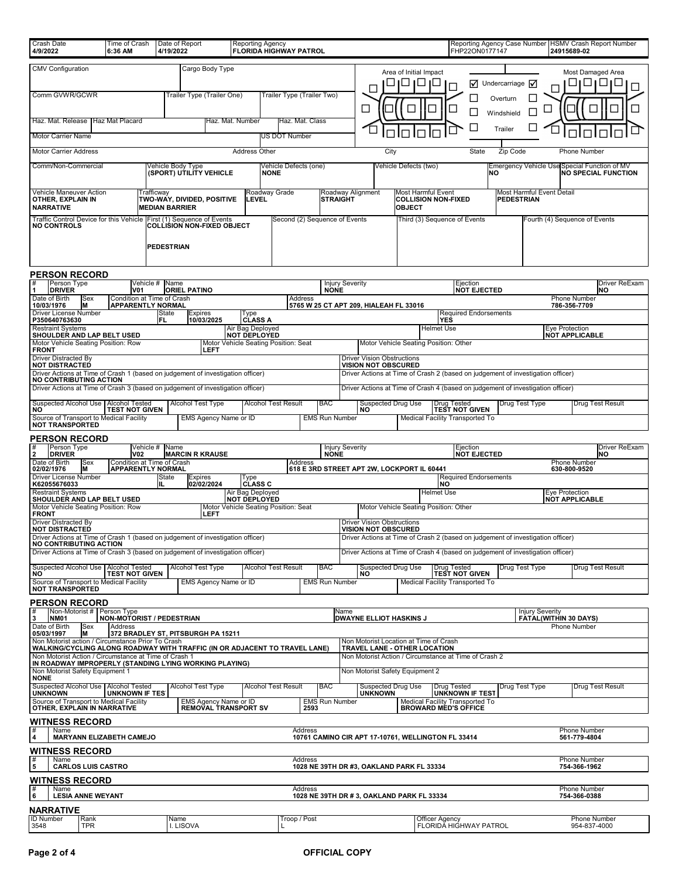| Crash Date | Time of Crash | Date of Report | Reporting Agency | Reporting Agency Case Number | HSMV Crash Report Number |
|---|---|---|---|---|---|
| 4/9/2022 | 6:36 AM | 4/19/2022 | FLORIDA HIGHWAY PATROL | FHP22ON0177147 | 24915689-02 |

| CMV Configuration | Cargo Body Type | | |
|---|---|---|---|
| Comm GVWR/GCWR | Trailer Type (Trailer One) | Trailer Type (Trailer Two) | |
| Haz. Mat. Release | Haz Mat Placard | Haz. Mat. Number | Haz. Mat. Class |
| Motor Carrier Name | | US DOT Number | |
| Motor Carrier Address | Address Other | City | State / Zip Code / Phone Number |

Area of Initial Impact / Most Damaged Area

- ☑ Undercarriage ☑
- ☐ Overturn ☐
- ☐ Windshield ☐
- ☐ Trailer ☐

| Comm/Non-Commercial | Vehicle Body Type | Vehicle Defects (one) | Vehicle Defects (two) | Emergency Vehicle Use | Special Function of MV |
|---|---|---|---|---|---|
| | (SPORT) UTILITY VEHICLE | NONE | | NO | NO SPECIAL FUNCTION |

| Vehicle Maneuver Action | Trafficway | Roadway Grade | Roadway Alignment | Most Harmful Event | Most Harmful Event Detail |
|---|---|---|---|---|---|
| OTHER, EXPLAIN IN NARRATIVE | TWO-WAY, DIVIDED, POSITIVE MEDIAN BARRIER | LEVEL | STRAIGHT | COLLISION NON-FIXED OBJECT | PEDESTRIAN |

| Traffic Control Device for this Vehicle | First (1) Sequence of Events | Second (2) Sequence of Events | Third (3) Sequence of Events | Fourth (4) Sequence of Events |
|---|---|---|---|---|
| NO CONTROLS | COLLISION NON-FIXED OBJECT / PEDESTRIAN | | | |

## PERSON RECORD

| # | Person Type | Vehicle # | Name | Injury Severity | Ejection | Driver ReExam |
|---|---|---|---|---|---|---|
| 1 | DRIVER | V01 | ORIEL PATINO | NONE | NOT EJECTED | NO |

| Date of Birth | Sex | Condition at Time of Crash | Address | Phone Number |
|---|---|---|---|---|
| 10/03/1976 | M | APPARENTLY NORMAL | 5765 W 25 CT APT 209, HIALEAH FL 33016 | 786-356-7709 |

| Driver License Number | State | Expires | Type | Required Endorsements |
|---|---|---|---|---|
| P350640763630 | FL | 10/03/2025 | CLASS A | YES |

| Restraint Systems | Air Bag Deployed | Helmet Use | Eye Protection |
|---|---|---|---|
| SHOULDER AND LAP BELT USED | NOT DEPLOYED | | NOT APPLICABLE |

| Motor Vehicle Seating Position: Row | Motor Vehicle Seating Position: Seat | Motor Vehicle Seating Position: Other |
|---|---|---|
| FRONT | LEFT | |

| Driver Distracted By | Driver Vision Obstructions |
|---|---|
| NOT DISTRACTED | VISION NOT OBSCURED |

| Driver Actions at Time of Crash 1 (based on judgement of investigation officer) | Driver Actions at Time of Crash 2 (based on judgement of investigation officer) |
|---|---|
| NO CONTRIBUTING ACTION | |
| **Driver Actions at Time of Crash 3 (based on judgement of investigation officer)** | **Driver Actions at Time of Crash 4 (based on judgement of investigation officer)** |
| | |

| Suspected Alcohol Use | Alcohol Tested | Alcohol Test Type | Alcohol Test Result | BAC | Suspected Drug Use | Drug Tested | Drug Test Type | Drug Test Result |
|---|---|---|---|---|---|---|---|---|
| NO | TEST NOT GIVEN | | | | NO | TEST NOT GIVEN | | |

| Source of Transport to Medical Facility | EMS Agency Name or ID | EMS Run Number | Medical Facility Transported To |
|---|---|---|---|
| NOT TRANSPORTED | | | |

## PERSON RECORD

| # | Person Type | Vehicle # | Name | Injury Severity | Ejection | Driver ReExam |
|---|---|---|---|---|---|---|
| 2 | DRIVER | V02 | MARCIN R KRAUSE | NONE | NOT EJECTED | NO |

| Date of Birth | Sex | Condition at Time of Crash | Address | Phone Number |
|---|---|---|---|---|
| 02/02/1976 | M | APPARENTLY NORMAL | 618 E 3RD STREET APT 2W, LOCKPORT IL 60441 | 630-800-9520 |

| Driver License Number | State | Expires | Type | Required Endorsements |
|---|---|---|---|---|
| K62055676033 | IL | 02/02/2024 | CLASS C | NO |

| Restraint Systems | Air Bag Deployed | Helmet Use | Eye Protection |
|---|---|---|---|
| SHOULDER AND LAP BELT USED | NOT DEPLOYED | | NOT APPLICABLE |

| Motor Vehicle Seating Position: Row | Motor Vehicle Seating Position: Seat | Motor Vehicle Seating Position: Other |
|---|---|---|
| FRONT | LEFT | |

| Driver Distracted By | Driver Vision Obstructions |
|---|---|
| NOT DISTRACTED | VISION NOT OBSCURED |

| Driver Actions at Time of Crash 1 (based on judgement of investigation officer) | Driver Actions at Time of Crash 2 (based on judgement of investigation officer) |
|---|---|
| NO CONTRIBUTING ACTION | |
| **Driver Actions at Time of Crash 3 (based on judgement of investigation officer)** | **Driver Actions at Time of Crash 4 (based on judgement of investigation officer)** |
| | |

| Suspected Alcohol Use | Alcohol Tested | Alcohol Test Type | Alcohol Test Result | BAC | Suspected Drug Use | Drug Tested | Drug Test Type | Drug Test Result |
|---|---|---|---|---|---|---|---|---|
| NO | TEST NOT GIVEN | | | | NO | TEST NOT GIVEN | | |

| Source of Transport to Medical Facility | EMS Agency Name or ID | EMS Run Number | Medical Facility Transported To |
|---|---|---|---|
| NOT TRANSPORTED | | | |

## PERSON RECORD

| # | Non-Motorist # | Person Type | Name | Injury Severity |
|---|---|---|---|---|
| 3 | NM01 | NON-MOTORIST / PEDESTRIAN | DWAYNE ELLIOT HASKINS J | FATAL(WITHIN 30 DAYS) |

| Date of Birth | Sex | Address | Phone Number |
|---|---|---|---|
| 05/03/1997 | M | 372 BRADLEY ST, PITTSBURGH PA 15211 | |

| Non Motorist action / Circumstance Prior To Crash | Non Motorist Location at Time of Crash |
|---|---|
| WALKING/CYCLING ALONG ROADWAY WITH TRAFFIC (IN OR ADJACENT TO TRAVEL LANE) | TRAVEL LANE - OTHER LOCATION |
| **Non Motorist Action / Circumstance at Time of Crash 1** | **Non Motorist Action / Circumstance at Time of Crash 2** |
| IN ROADWAY IMPROPERLY (STANDING LYING WORKING PLAYING) | |
| **Non Motorist Safety Equipment 1** | **Non Motorist Safety Equipment 2** |
| NONE | |

| Suspected Alcohol Use | Alcohol Tested | Alcohol Test Type | Alcohol Test Result | BAC | Suspected Drug Use | Drug Tested | Drug Test Type | Drug Test Result |
|---|---|---|---|---|---|---|---|---|
| UNKNOWN | UNKNOWN IF TES | | | | UNKNOWN | UNKNOWN IF TEST | | |

| Source of Transport to Medical Facility | EMS Agency Name or ID | EMS Run Number | Medical Facility Transported To |
|---|---|---|---|
| OTHER, EXPLAIN IN NARRATIVE | REMOVAL TRANSPORT SV | 2593 | BROWARD MED'S OFFICE |

## WITNESS RECORD

| # | Name | Address | Phone Number |
|---|---|---|---|
| 4 | MARYANN ELIZABETH CAMEJO | 10761 CAMINO CIR APT 17-10761, WELLINGTON FL 33414 | 561-779-4804 |

## WITNESS RECORD

| # | Name | Address | Phone Number |
|---|---|---|---|
| 5 | CARLOS LUIS CASTRO | 1028 NE 39TH DR #3, OAKLAND PARK FL 33334 | 754-366-1962 |

## WITNESS RECORD

| # | Name | Address | Phone Number |
|---|---|---|---|
| 6 | LESIA ANNE WEYANT | 1028 NE 39TH DR # 3, OAKLAND PARK FL 33334 | 754-366-0388 |

## NARRATIVE

| ID Number | Rank | Name | Troop / Post | Officer Agency | Phone Number |
|---|---|---|---|---|---|
| 3548 | TPR | I. LISOVA | L | FLORIDA HIGHWAY PATROL | 954-837-4000 |

OFFICIAL COPY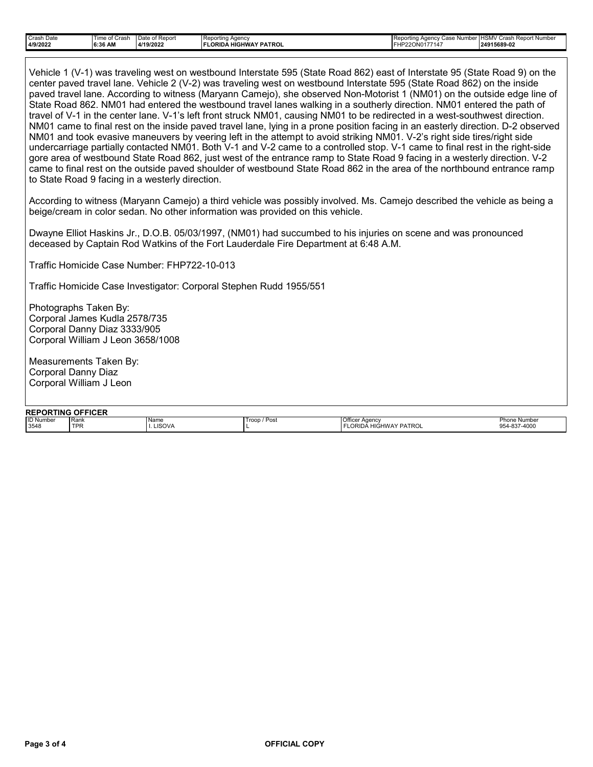| Crash Date | Time of Crash | Date of Report | Reporting Agency | Reporting Agency Case Number | HSMV Crash Report Number |
|---|---|---|---|---|---|
| **4/9/2022** | **6:36 AM** | **4/19/2022** | **FLORIDA HIGHWAY PATROL** | FHP22ON0177147 | **24915689-02** |

Vehicle 1 (V-1) was traveling west on westbound Interstate 595 (State Road 862) east of Interstate 95 (State Road 9) on the center paved travel lane. Vehicle 2 (V-2) was traveling west on westbound Interstate 595 (State Road 862) on the inside paved travel lane. According to witness (Maryann Camejo), she observed Non-Motorist 1 (NM01) on the outside edge line of State Road 862. NM01 had entered the westbound travel lanes walking in a southerly direction. NM01 entered the path of travel of V-1 in the center lane. V-1's left front struck NM01, causing NM01 to be redirected in a west-southwest direction. NM01 came to final rest on the inside paved travel lane, lying in a prone position facing in an easterly direction. D-2 observed NM01 and took evasive maneuvers by veering left in the attempt to avoid striking NM01. V-2's right side tires/right side undercarriage partially contacted NM01. Both V-1 and V-2 came to a controlled stop. V-1 came to final rest in the right-side gore area of westbound State Road 862, just west of the entrance ramp to State Road 9 facing in a westerly direction. V-2 came to final rest on the outside paved shoulder of westbound State Road 862 in the area of the northbound entrance ramp to State Road 9 facing in a westerly direction.

According to witness (Maryann Camejo) a third vehicle was possibly involved. Ms. Camejo described the vehicle as being a beige/cream in color sedan. No other information was provided on this vehicle.

Dwayne Elliot Haskins Jr., D.O.B. 05/03/1997, (NM01) had succumbed to his injuries on scene and was pronounced deceased by Captain Rod Watkins of the Fort Lauderdale Fire Department at 6:48 A.M.

Traffic Homicide Case Number: FHP722-10-013

Traffic Homicide Case Investigator: Corporal Stephen Rudd 1955/551

Photographs Taken By:
Corporal James Kudla 2578/735
Corporal Danny Diaz 3333/905
Corporal William J Leon 3658/1008

Measurements Taken By:
Corporal Danny Diaz
Corporal William J Leon

**REPORTING OFFICER**

| ID Number | Rank | Name | Troop / Post | Officer Agency | Phone Number |
|---|---|---|---|---|---|
| 3548 | TPR | I. LISOVA | L | FLORIDA HIGHWAY PATROL | 954-837-4000 |

**OFFICIAL COPY**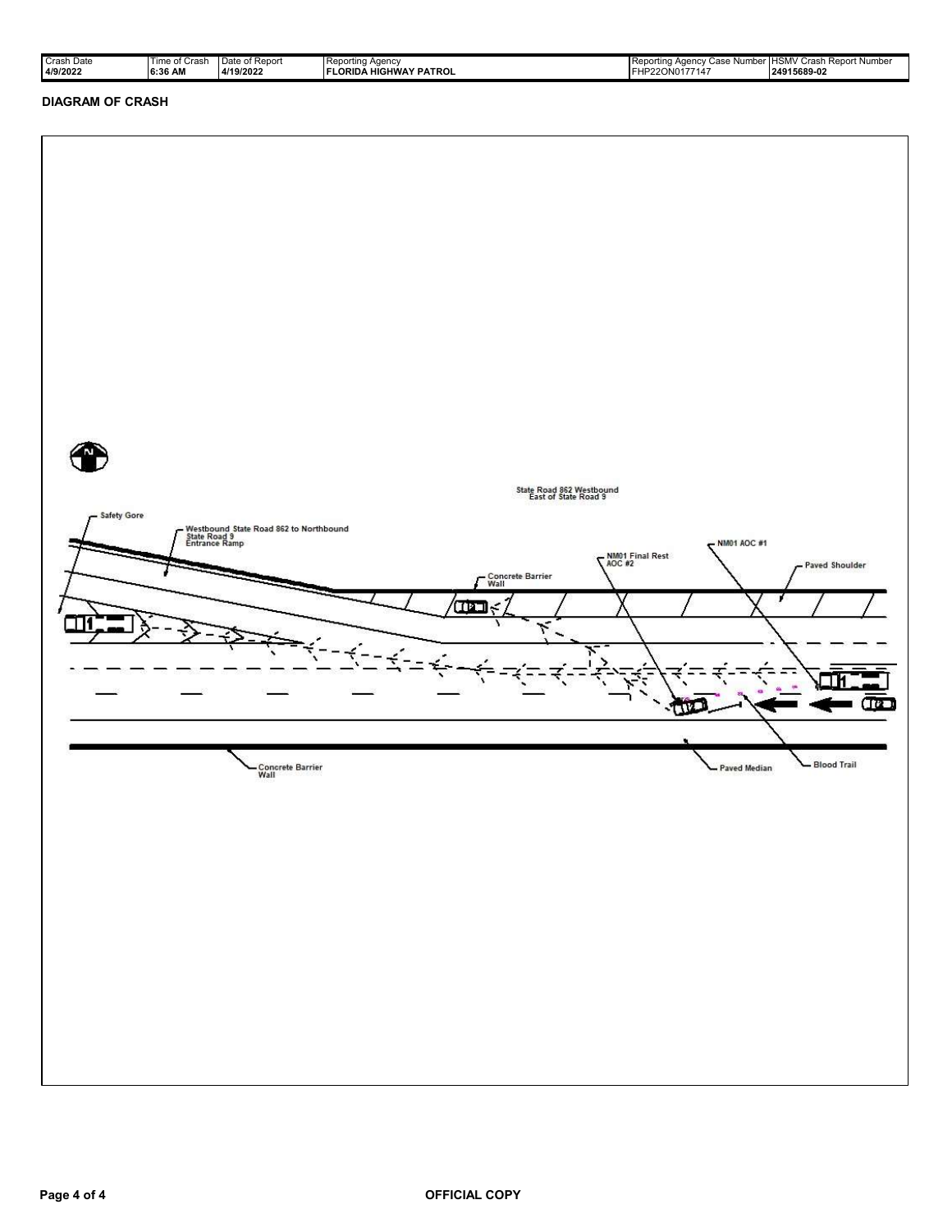| Crash Date | Time of Crash | Date of Report | Reporting Agency | Reporting Agency Case Number | HSMV Crash Report Number |
|---|---|---|---|---|---|
| 4/9/2022 | 6:36 AM | 4/19/2022 | FLORIDA HIGHWAY PATROL | FHP22ON0177147 | 24915689-02 |

**DIAGRAM OF CRASH**

State Road 862 Westbound
East of State Road 9

Safety Gore

Westbound State Road 862 to Northbound State Road 9 Entrance Ramp

Concrete Barrier Wall

NM01 Final Rest AOC #2

NM01 AOC #1

Paved Shoulder

Concrete Barrier Wall

Paved Median

Blood Trail

**OFFICIAL COPY**